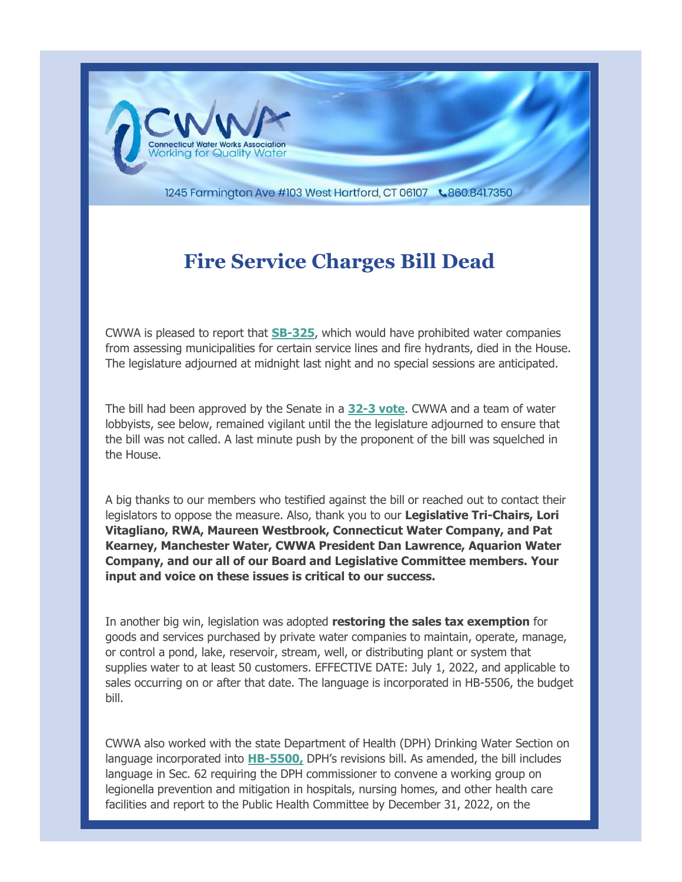Connecticut Water Works Association
Working for Quality Water

1245 Farmington Ave #103 West Hartford, CT 06107 860.841.7350

# Fire Service Charges Bill Dead

CWWA is pleased to report that **SB-325**, which would have prohibited water companies from assessing municipalities for certain service lines and fire hydrants, died in the House. The legislature adjourned at midnight last night and no special sessions are anticipated.

The bill had been approved by the Senate in a **32-3 vote**. CWWA and a team of water lobbyists, see below, remained vigilant until the the legislature adjourned to ensure that the bill was not called. A last minute push by the proponent of the bill was squelched in the House.

A big thanks to our members who testified against the bill or reached out to contact their legislators to oppose the measure. Also, thank you to our **Legislative Tri-Chairs, Lori Vitagliano, RWA, Maureen Westbrook, Connecticut Water Company, and Pat Kearney, Manchester Water, CWWA President Dan Lawrence, Aquarion Water Company, and our all of our Board and Legislative Committee members. Your input and voice on these issues is critical to our success.**

In another big win, legislation was adopted **restoring the sales tax exemption** for goods and services purchased by private water companies to maintain, operate, manage, or control a pond, lake, reservoir, stream, well, or distributing plant or system that supplies water to at least 50 customers. EFFECTIVE DATE: July 1, 2022, and applicable to sales occurring on or after that date. The language is incorporated in HB-5506, the budget bill.

CWWA also worked with the state Department of Health (DPH) Drinking Water Section on language incorporated into **HB-5500,** DPH's revisions bill. As amended, the bill includes language in Sec. 62 requiring the DPH commissioner to convene a working group on legionella prevention and mitigation in hospitals, nursing homes, and other health care facilities and report to the Public Health Committee by December 31, 2022, on the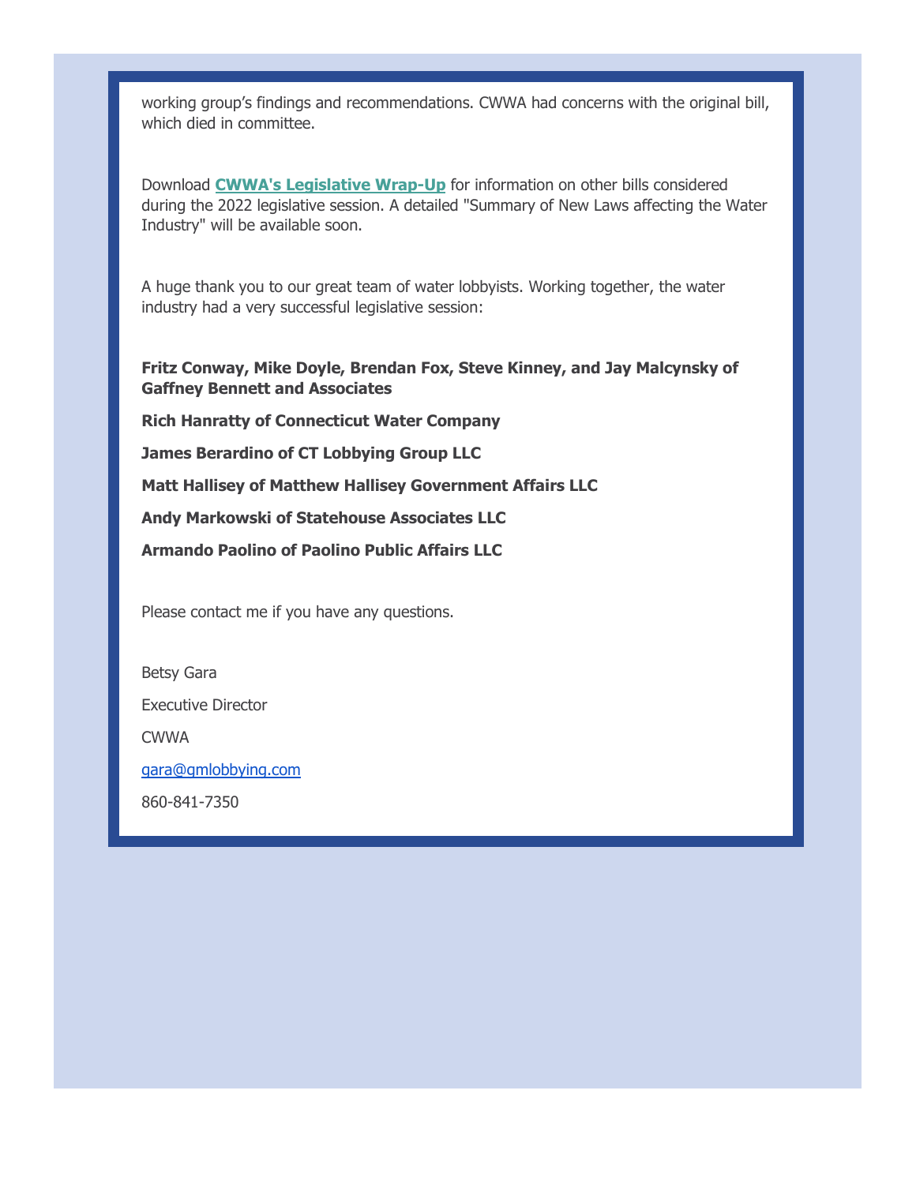working group's findings and recommendations. CWWA had concerns with the original bill, which died in committee.

Download **CWWA's Legislative Wrap-Up** for information on other bills considered during the 2022 legislative session. A detailed "Summary of New Laws affecting the Water Industry" will be available soon.

A huge thank you to our great team of water lobbyists. Working together, the water industry had a very successful legislative session:

**Fritz Conway, Mike Doyle, Brendan Fox, Steve Kinney, and Jay Malcynsky of Gaffney Bennett and Associates**

**Rich Hanratty of Connecticut Water Company**

**James Berardino of CT Lobbying Group LLC**

**Matt Hallisey of Matthew Hallisey Government Affairs LLC**

**Andy Markowski of Statehouse Associates LLC**

**Armando Paolino of Paolino Public Affairs LLC**

Please contact me if you have any questions.

Betsy Gara

Executive Director

CWWA

gara@gmlobbying.com

860-841-7350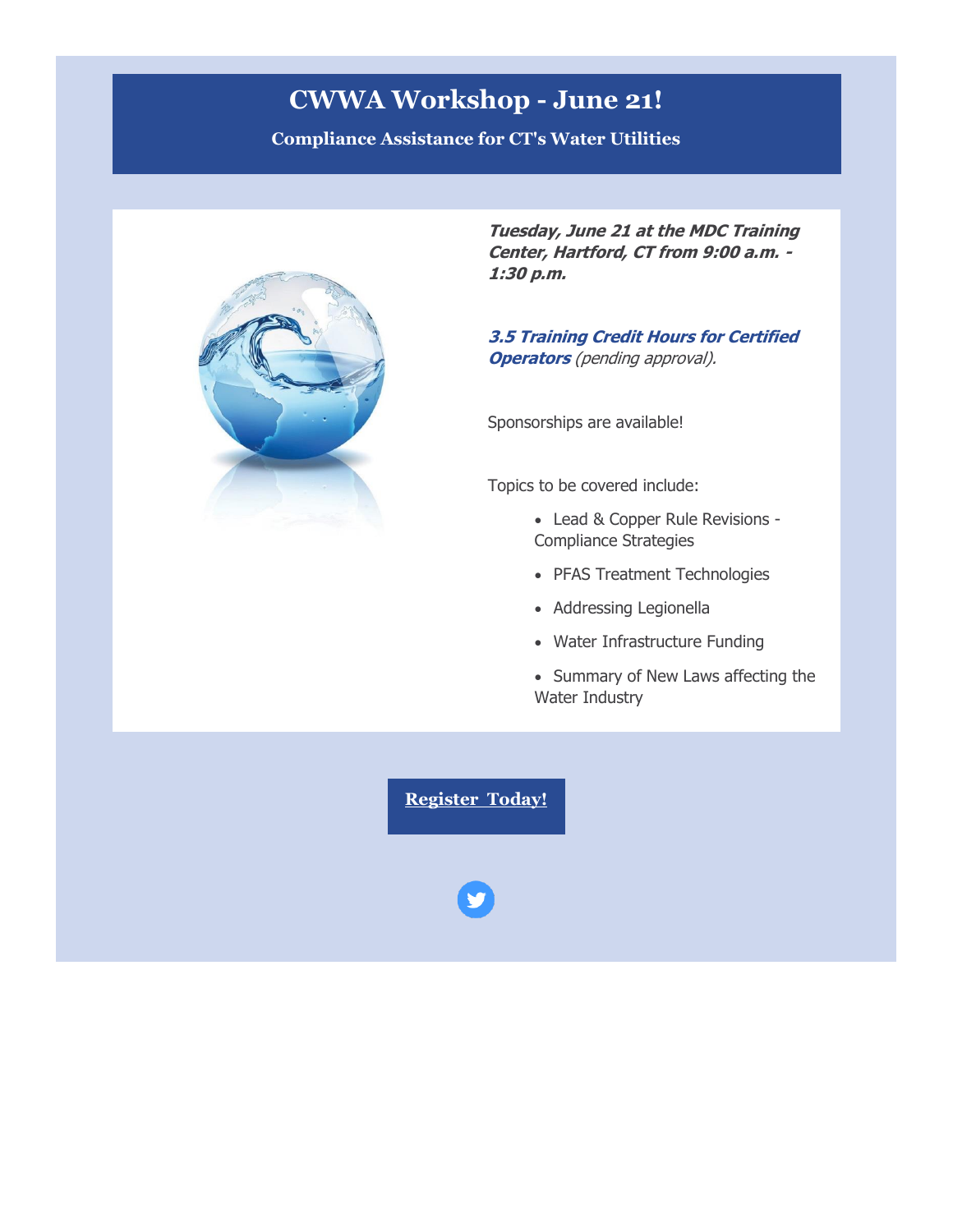# CWWA Workshop - June 21!

**Compliance Assistance for CT's Water Utilities**

***Tuesday, June 21 at the MDC Training Center, Hartford, CT from 9:00 a.m. - 1:30 p.m.***

***3.5 Training Credit Hours for Certified Operators*** *(pending approval).*

Sponsorships are available!

Topics to be covered include:

- Lead & Copper Rule Revisions - Compliance Strategies
- PFAS Treatment Technologies
- Addressing Legionella
- Water Infrastructure Funding
- Summary of New Laws affecting the Water Industry

**Register Today!**